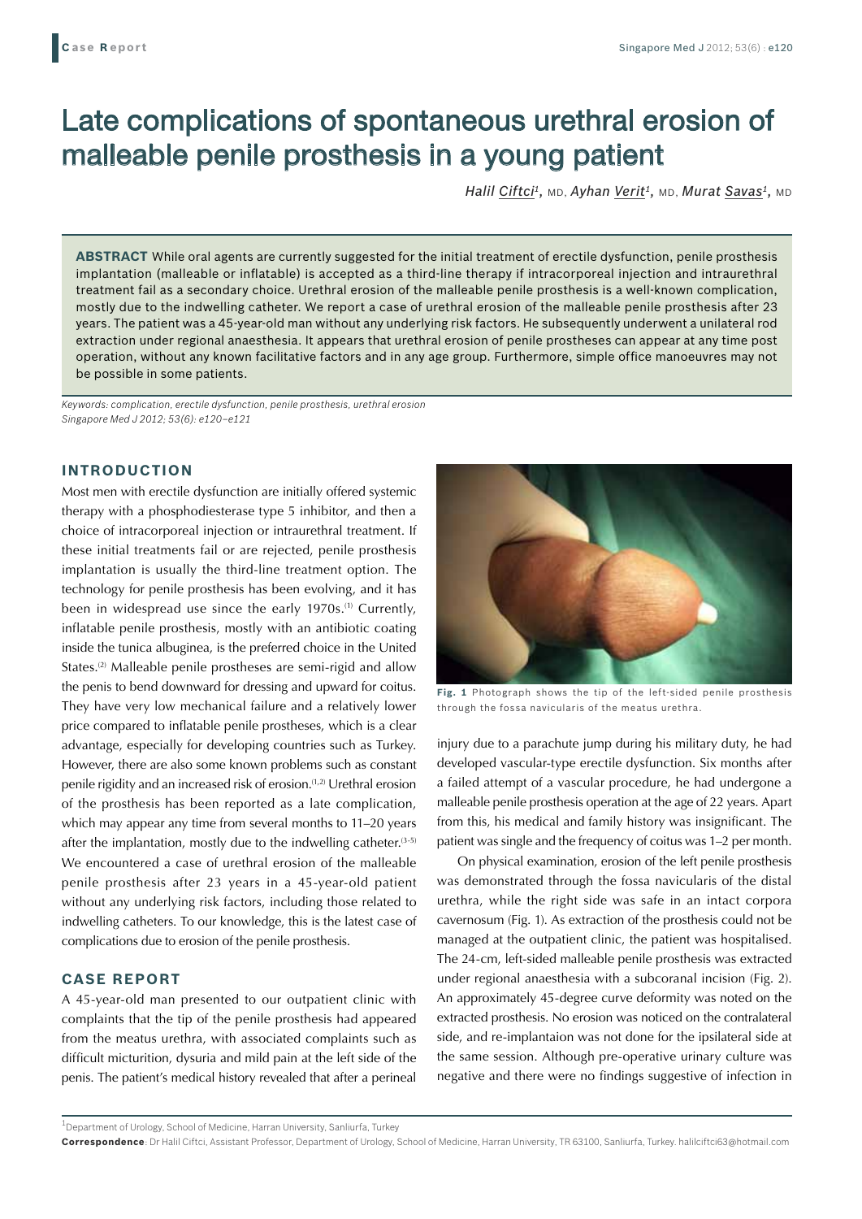# Late complications of spontaneous urethral erosion of malleable penile prosthesis in a young patient

*Halil Ciftci[1], MD, Ayhan Verit[1], MD, Murat Savas[1], MD*

**ABSTRACT** While oral agents are currently suggested for the initial treatment of erectile dysfunction, penile prosthesis implantation (malleable or inflatable) is accepted as a third-line therapy if intracorporeal injection and intraurethral treatment fail as a secondary choice. Urethral erosion of the malleable penile prosthesis is a well-known complication, mostly due to the indwelling catheter. We report a case of urethral erosion of the malleable penile prosthesis after 23 years. The patient was a 45-year-old man without any underlying risk factors. He subsequently underwent a unilateral rod extraction under regional anaesthesia. It appears that urethral erosion of penile prostheses can appear at any time post operation, without any known facilitative factors and in any age group. Furthermore, simple office manoeuvres may not be possible in some patients.

*Keywords: complication, erectile dysfunction, penile prosthesis, urethral erosion*
*Singapore Med J 2012; 53(6): e120–e121*

## INTRODUCTION

Most men with erectile dysfunction are initially offered systemic therapy with a phosphodiesterase type 5 inhibitor, and then a choice of intracorporeal injection or intraurethral treatment. If these initial treatments fail or are rejected, penile prosthesis implantation is usually the third-line treatment option. The technology for penile prosthesis has been evolving, and it has been in widespread use since the early 1970s.[1] Currently, inflatable penile prosthesis, mostly with an antibiotic coating inside the tunica albuginea, is the preferred choice in the United States.[2] Malleable penile prostheses are semi-rigid and allow the penis to bend downward for dressing and upward for coitus. They have very low mechanical failure and a relatively lower price compared to inflatable penile prostheses, which is a clear advantage, especially for developing countries such as Turkey. However, there are also some known problems such as constant penile rigidity and an increased risk of erosion.[1,2] Urethral erosion of the prosthesis has been reported as a late complication, which may appear any time from several months to 11–20 years after the implantation, mostly due to the indwelling catheter.[3-5] We encountered a case of urethral erosion of the malleable penile prosthesis after 23 years in a 45-year-old patient without any underlying risk factors, including those related to indwelling catheters. To our knowledge, this is the latest case of complications due to erosion of the penile prosthesis.

## CASE REPORT

A 45-year-old man presented to our outpatient clinic with complaints that the tip of the penile prosthesis had appeared from the meatus urethra, with associated complaints such as difficult micturition, dysuria and mild pain at the left side of the penis. The patient's medical history revealed that after a perineal injury due to a parachute jump during his military duty, he had developed vascular-type erectile dysfunction. Six months after a failed attempt of a vascular procedure, he had undergone a malleable penile prosthesis operation at the age of 22 years. Apart from this, his medical and family history was insignificant. The patient was single and the frequency of coitus was 1–2 per month.

**Fig. 1** Photograph shows the tip of the left-sided penile prosthesis through the fossa navicularis of the meatus urethra.

On physical examination, erosion of the left penile prosthesis was demonstrated through the fossa navicularis of the distal urethra, while the right side was safe in an intact corpora cavernosum (Fig. 1). As extraction of the prosthesis could not be managed at the outpatient clinic, the patient was hospitalised. The 24-cm, left-sided malleable penile prosthesis was extracted under regional anaesthesia with a subcoranal incision (Fig. 2). An approximately 45-degree curve deformity was noted on the extracted prosthesis. No erosion was noticed on the contralateral side, and re-implantaion was not done for the ipsilateral side at the same session. Although pre-operative urinary culture was negative and there were no findings suggestive of infection in

[1]Department of Urology, School of Medicine, Harran University, Sanliurfa, Turkey

**Correspondence**: Dr Halil Ciftci, Assistant Professor, Department of Urology, School of Medicine, Harran University, TR 63100, Sanliurfa, Turkey. halilciftci63@hotmail.com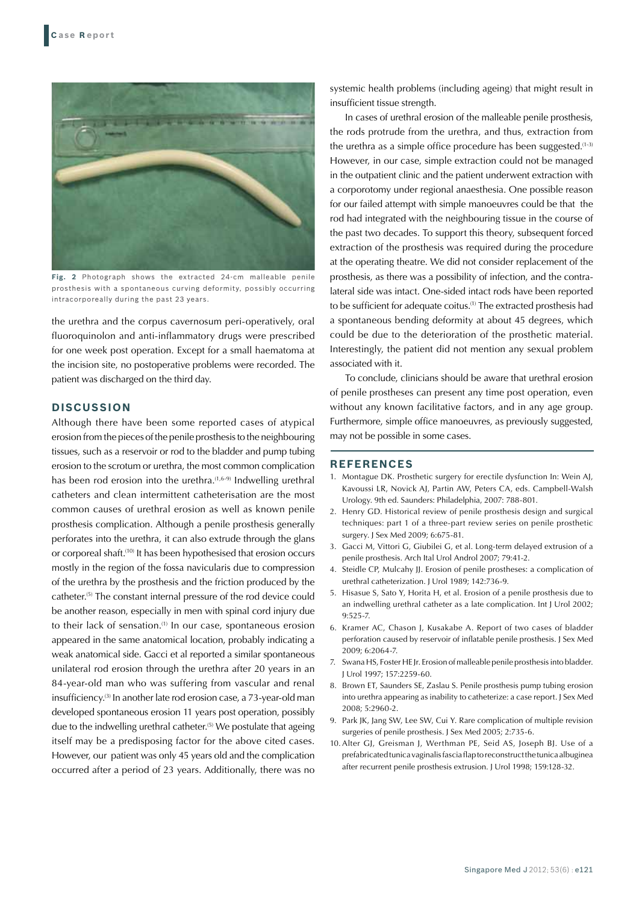Fig. 2 Photograph shows the extracted 24-cm malleable penile prosthesis with a spontaneous curving deformity, possibly occurring intracorporeally during the past 23 years.

the urethra and the corpus cavernosum peri-operatively, oral fluoroquinolon and anti-inflammatory drugs were prescribed for one week post operation. Except for a small haematoma at the incision site, no postoperative problems were recorded. The patient was discharged on the third day.

## DISCUSSION

Although there have been some reported cases of atypical erosion from the pieces of the penile prosthesis to the neighbouring tissues, such as a reservoir or rod to the bladder and pump tubing erosion to the scrotum or urethra, the most common complication has been rod erosion into the urethra.[1,6-9] Indwelling urethral catheters and clean intermittent catheterisation are the most common causes of urethral erosion as well as known penile prosthesis complication. Although a penile prosthesis generally perforates into the urethra, it can also extrude through the glans or corporeal shaft.[10] It has been hypothesised that erosion occurs mostly in the region of the fossa navicularis due to compression of the urethra by the prosthesis and the friction produced by the catheter.[5] The constant internal pressure of the rod device could be another reason, especially in men with spinal cord injury due to their lack of sensation.[1] In our case, spontaneous erosion appeared in the same anatomical location, probably indicating a weak anatomical side. Gacci et al reported a similar spontaneous unilateral rod erosion through the urethra after 20 years in an 84-year-old man who was suffering from vascular and renal insufficiency.[3] In another late rod erosion case, a 73-year-old man developed spontaneous erosion 11 years post operation, possibly due to the indwelling urethral catheter.[5] We postulate that ageing itself may be a predisposing factor for the above cited cases. However, our patient was only 45 years old and the complication occurred after a period of 23 years. Additionally, there was no systemic health problems (including ageing) that might result in insufficient tissue strength.

In cases of urethral erosion of the malleable penile prosthesis, the rods protrude from the urethra, and thus, extraction from the urethra as a simple office procedure has been suggested.[1-3] However, in our case, simple extraction could not be managed in the outpatient clinic and the patient underwent extraction with a corporotomy under regional anaesthesia. One possible reason for our failed attempt with simple manoeuvres could be that the rod had integrated with the neighbouring tissue in the course of the past two decades. To support this theory, subsequent forced extraction of the prosthesis was required during the procedure at the operating theatre. We did not consider replacement of the prosthesis, as there was a possibility of infection, and the contralateral side was intact. One-sided intact rods have been reported to be sufficient for adequate coitus.[1] The extracted prosthesis had a spontaneous bending deformity at about 45 degrees, which could be due to the deterioration of the prosthetic material. Interestingly, the patient did not mention any sexual problem associated with it.

To conclude, clinicians should be aware that urethral erosion of penile prostheses can present any time post operation, even without any known facilitative factors, and in any age group. Furthermore, simple office manoeuvres, as previously suggested, may not be possible in some cases.

## REFERENCES

1. Montague DK. Prosthetic surgery for erectile dysfunction In: Wein AJ, Kavoussi LR, Novick AJ, Partin AW, Peters CA, eds. Campbell-Walsh Urology. 9th ed. Saunders: Philadelphia, 2007: 788-801.
2. Henry GD. Historical review of penile prosthesis design and surgical techniques: part 1 of a three-part review series on penile prosthetic surgery. J Sex Med 2009; 6:675-81.
3. Gacci M, Vittori G, Giubilei G, et al. Long-term delayed extrusion of a penile prosthesis. Arch Ital Urol Androl 2007; 79:41-2.
4. Steidle CP, Mulcahy JJ. Erosion of penile prostheses: a complication of urethral catheterization. J Urol 1989; 142:736-9.
5. Hisasue S, Sato Y, Horita H, et al. Erosion of a penile prosthesis due to an indwelling urethral catheter as a late complication. Int J Urol 2002; 9:525-7.
6. Kramer AC, Chason J, Kusakabe A. Report of two cases of bladder perforation caused by reservoir of inflatable penile prosthesis. J Sex Med 2009; 6:2064-7.
7. Swana HS, Foster HE Jr. Erosion of malleable penile prosthesis into bladder. J Urol 1997; 157:2259-60.
8. Brown ET, Saunders SE, Zaslau S. Penile prosthesis pump tubing erosion into urethra appearing as inability to catheterize: a case report. J Sex Med 2008; 5:2960-2.
9. Park JK, Jang SW, Lee SW, Cui Y. Rare complication of multiple revision surgeries of penile prosthesis. J Sex Med 2005; 2:735-6.
10. Alter GJ, Greisman J, Werthman PE, Seid AS, Joseph BJ. Use of a prefabricated tunica vaginalis fascia flap to reconstruct the tunica albuginea after recurrent penile prosthesis extrusion. J Urol 1998; 159:128-32.